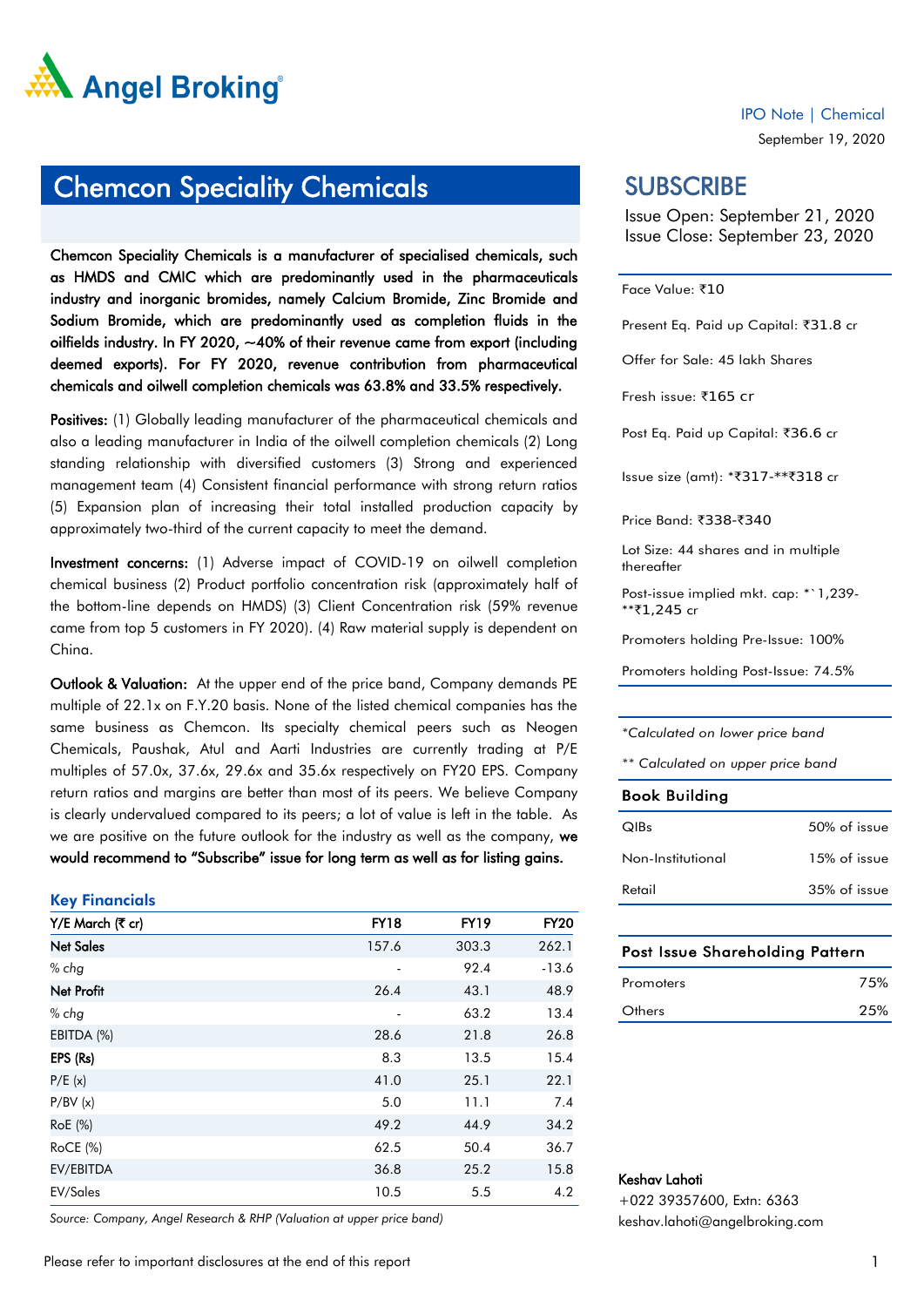IPO Note | Chemical

September 19, 2020

# Chemcon Speciality Chemicals

**Chemcon Speciality Chemicals is a manufacturer of specialised chemicals, such as HMDS and CMIC which are predominantly used in the pharmaceuticals industry and inorganic bromides, namely Calcium Bromide, Zinc Bromide and Sodium Bromide, which are predominantly used as completion fluids in the oilfields industry. In FY 2020, ~40% of their revenue came from export (including deemed exports). For FY 2020, revenue contribution from pharmaceutical chemicals and oilwell completion chemicals was 63.8% and 33.5% respectively.**

**Positives:** (1) Globally leading manufacturer of the pharmaceutical chemicals and also a leading manufacturer in India of the oilwell completion chemicals (2) Long standing relationship with diversified customers (3) Strong and experienced management team (4) Consistent financial performance with strong return ratios (5) Expansion plan of increasing their total installed production capacity by approximately two-third of the current capacity to meet the demand.

**Investment concerns:** (1) Adverse impact of COVID-19 on oilwell completion chemical business (2) Product portfolio concentration risk (approximately half of the bottom-line depends on HMDS) (3) Client Concentration risk (59% revenue came from top 5 customers in FY 2020). (4) Raw material supply is dependent on China.

**Outlook & Valuation:** At the upper end of the price band, Company demands PE multiple of 22.1x on F.Y.20 basis. None of the listed chemical companies has the same business as Chemcon. Its specialty chemical peers such as Neogen Chemicals, Paushak, Atul and Aarti Industries are currently trading at P/E multiples of 57.0x, 37.6x, 29.6x and 35.6x respectively on FY20 EPS. Company return ratios and margins are better than most of its peers. We believe Company is clearly undervalued compared to its peers; a lot of value is left in the table. As we are positive on the future outlook for the industry as well as the company, **we would recommend to "Subscribe" issue for long term as well as for listing gains.**

### Key Financials

| Y/E March (₹ cr) | FY18 | FY19 | FY20 |
|---|---|---|---|
| **Net Sales** | 157.6 | 303.3 | 262.1 |
| *% chg* | - | 92.4 | -13.6 |
| **Net Profit** | 26.4 | 43.1 | 48.9 |
| *% chg* | - | 63.2 | 13.4 |
| EBITDA (%) | 28.6 | 21.8 | 26.8 |
| **EPS (Rs)** | 8.3 | 13.5 | 15.4 |
| P/E (x) | 41.0 | 25.1 | 22.1 |
| P/BV (x) | 5.0 | 11.1 | 7.4 |
| RoE (%) | 49.2 | 44.9 | 34.2 |
| RoCE (%) | 62.5 | 50.4 | 36.7 |
| EV/EBITDA | 36.8 | 25.2 | 15.8 |
| EV/Sales | 10.5 | 5.5 | 4.2 |

*Source: Company, Angel Research & RHP (Valuation at upper price band)*

## SUBSCRIBE

Issue Open: September 21, 2020
Issue Close: September 23, 2020

Face Value: ₹10

Present Eq. Paid up Capital: ₹31.8 cr

Offer for Sale: 45 lakh Shares

Fresh issue: ₹165 cr

Post Eq. Paid up Capital: ₹36.6 cr

Issue size (amt): *₹317-**₹318 cr

Price Band: ₹338-₹340

Lot Size: 44 shares and in multiple thereafter

Post-issue implied mkt. cap: *`1,239-**₹1,245 cr

Promoters holding Pre-Issue: 100%

Promoters holding Post-Issue: 74.5%

*\*Calculated on lower price band*

*\*\* Calculated on upper price band*

| Book Building | |
|---|---|
| QIBs | 50% of issue |
| Non-Institutional | 15% of issue |
| Retail | 35% of issue |

| Post Issue Shareholding Pattern | |
|---|---|
| Promoters | 75% |
| Others | 25% |

Keshav Lahoti
+022 39357600, Extn: 6363
keshav.lahoti@angelbroking.com

Please refer to important disclosures at the end of this report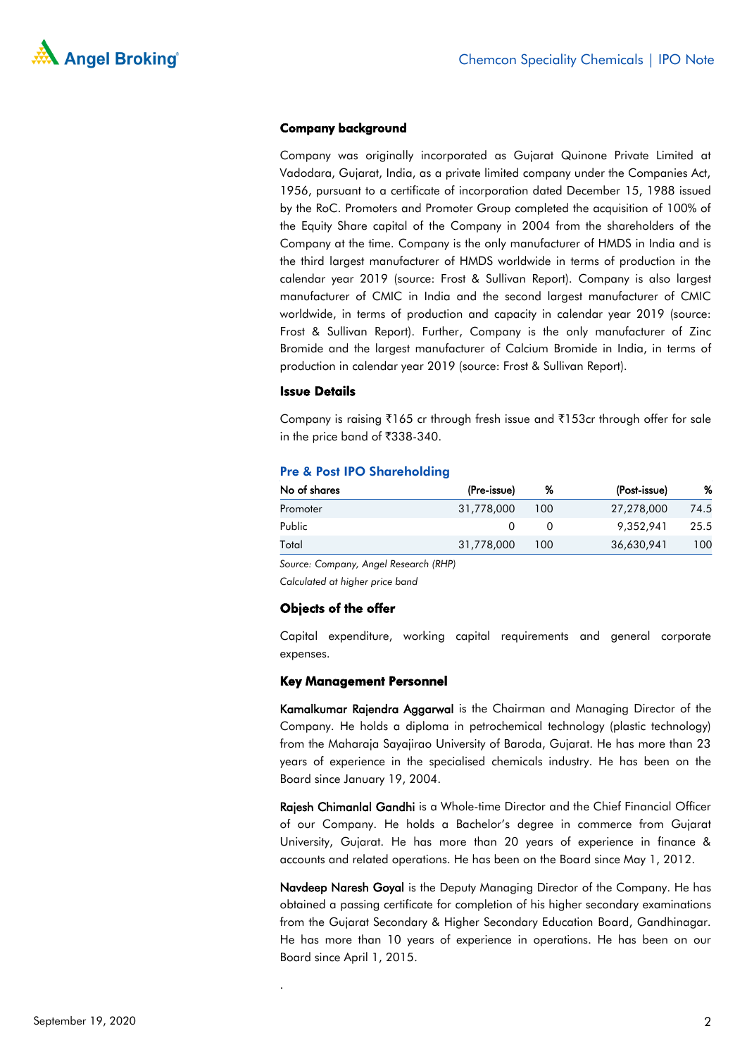### Company background

Company was originally incorporated as Gujarat Quinone Private Limited at Vadodara, Gujarat, India, as a private limited company under the Companies Act, 1956, pursuant to a certificate of incorporation dated December 15, 1988 issued by the RoC. Promoters and Promoter Group completed the acquisition of 100% of the Equity Share capital of the Company in 2004 from the shareholders of the Company at the time. Company is the only manufacturer of HMDS in India and is the third largest manufacturer of HMDS worldwide in terms of production in the calendar year 2019 (source: Frost & Sullivan Report). Company is also largest manufacturer of CMIC in India and the second largest manufacturer of CMIC worldwide, in terms of production and capacity in calendar year 2019 (source: Frost & Sullivan Report). Further, Company is the only manufacturer of Zinc Bromide and the largest manufacturer of Calcium Bromide in India, in terms of production in calendar year 2019 (source: Frost & Sullivan Report).

### Issue Details

Company is raising ₹165 cr through fresh issue and ₹153cr through offer for sale in the price band of ₹338-340.

### Pre & Post IPO Shareholding

| No of shares | (Pre-issue) | % | (Post-issue) | % |
|---|---|---|---|---|
| Promoter | 31,778,000 | 100 | 27,278,000 | 74.5 |
| Public | 0 | 0 | 9,352,941 | 25.5 |
| Total | 31,778,000 | 100 | 36,630,941 | 100 |

*Source: Company, Angel Research (RHP)*

*Calculated at higher price band*

### Objects of the offer

Capital expenditure, working capital requirements and general corporate expenses.

### Key Management Personnel

**Kamalkumar Rajendra Aggarwal** is the Chairman and Managing Director of the Company. He holds a diploma in petrochemical technology (plastic technology) from the Maharaja Sayajirao University of Baroda, Gujarat. He has more than 23 years of experience in the specialised chemicals industry. He has been on the Board since January 19, 2004.

**Rajesh Chimanlal Gandhi** is a Whole-time Director and the Chief Financial Officer of our Company. He holds a Bachelor's degree in commerce from Gujarat University, Gujarat. He has more than 20 years of experience in finance & accounts and related operations. He has been on the Board since May 1, 2012.

**Navdeep Naresh Goyal** is the Deputy Managing Director of the Company. He has obtained a passing certificate for completion of his higher secondary examinations from the Gujarat Secondary & Higher Secondary Education Board, Gandhinagar. He has more than 10 years of experience in operations. He has been on our Board since April 1, 2015.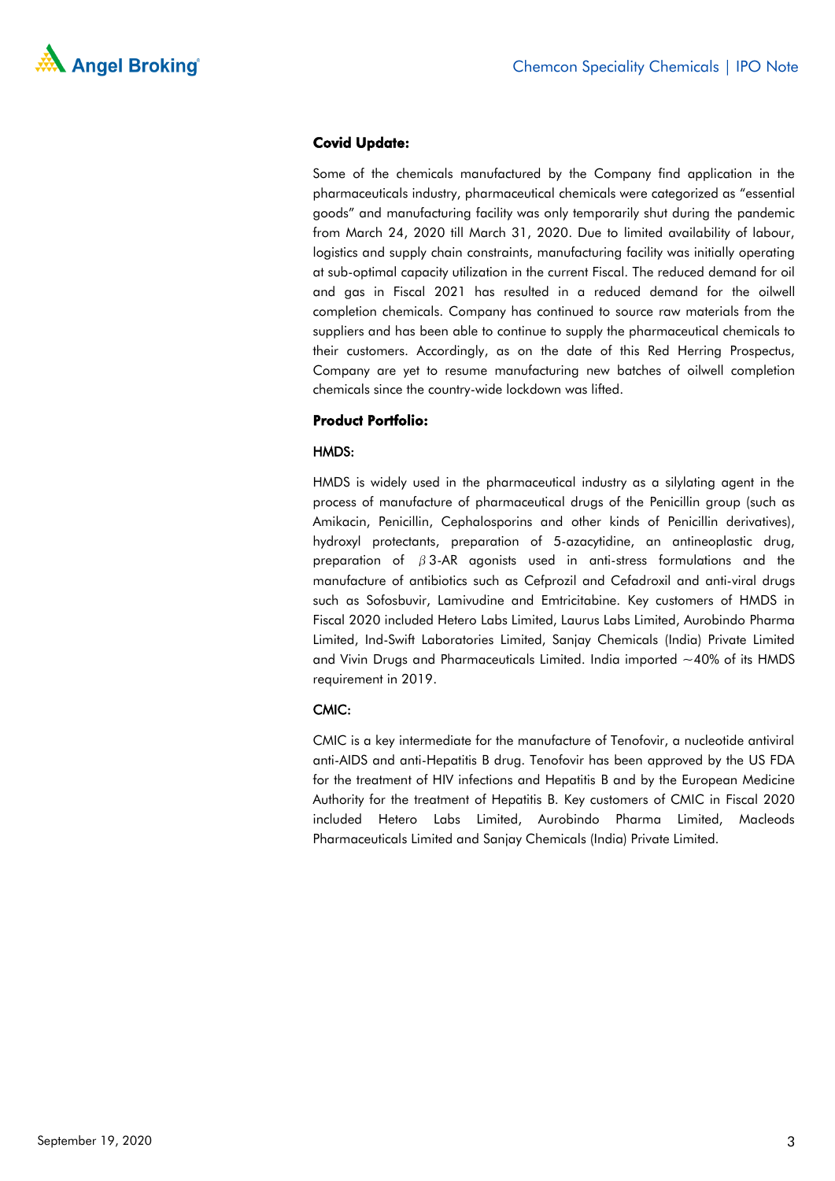**Covid Update:**

Some of the chemicals manufactured by the Company find application in the pharmaceuticals industry, pharmaceutical chemicals were categorized as "essential goods" and manufacturing facility was only temporarily shut during the pandemic from March 24, 2020 till March 31, 2020. Due to limited availability of labour, logistics and supply chain constraints, manufacturing facility was initially operating at sub-optimal capacity utilization in the current Fiscal. The reduced demand for oil and gas in Fiscal 2021 has resulted in a reduced demand for the oilwell completion chemicals. Company has continued to source raw materials from the suppliers and has been able to continue to supply the pharmaceutical chemicals to their customers. Accordingly, as on the date of this Red Herring Prospectus, Company are yet to resume manufacturing new batches of oilwell completion chemicals since the country-wide lockdown was lifted.

**Product Portfolio:**

HMDS:

HMDS is widely used in the pharmaceutical industry as a silylating agent in the process of manufacture of pharmaceutical drugs of the Penicillin group (such as Amikacin, Penicillin, Cephalosporins and other kinds of Penicillin derivatives), hydroxyl protectants, preparation of 5-azacytidine, an antineoplastic drug, preparation of $\beta$3-AR agonists used in anti-stress formulations and the manufacture of antibiotics such as Cefprozil and Cefadroxil and anti-viral drugs such as Sofosbuvir, Lamivudine and Emtricitabine. Key customers of HMDS in Fiscal 2020 included Hetero Labs Limited, Laurus Labs Limited, Aurobindo Pharma Limited, Ind-Swift Laboratories Limited, Sanjay Chemicals (India) Private Limited and Vivin Drugs and Pharmaceuticals Limited. India imported ~40% of its HMDS requirement in 2019.

CMIC:

CMIC is a key intermediate for the manufacture of Tenofovir, a nucleotide antiviral anti-AIDS and anti-Hepatitis B drug. Tenofovir has been approved by the US FDA for the treatment of HIV infections and Hepatitis B and by the European Medicine Authority for the treatment of Hepatitis B. Key customers of CMIC in Fiscal 2020 included Hetero Labs Limited, Aurobindo Pharma Limited, Macleods Pharmaceuticals Limited and Sanjay Chemicals (India) Private Limited.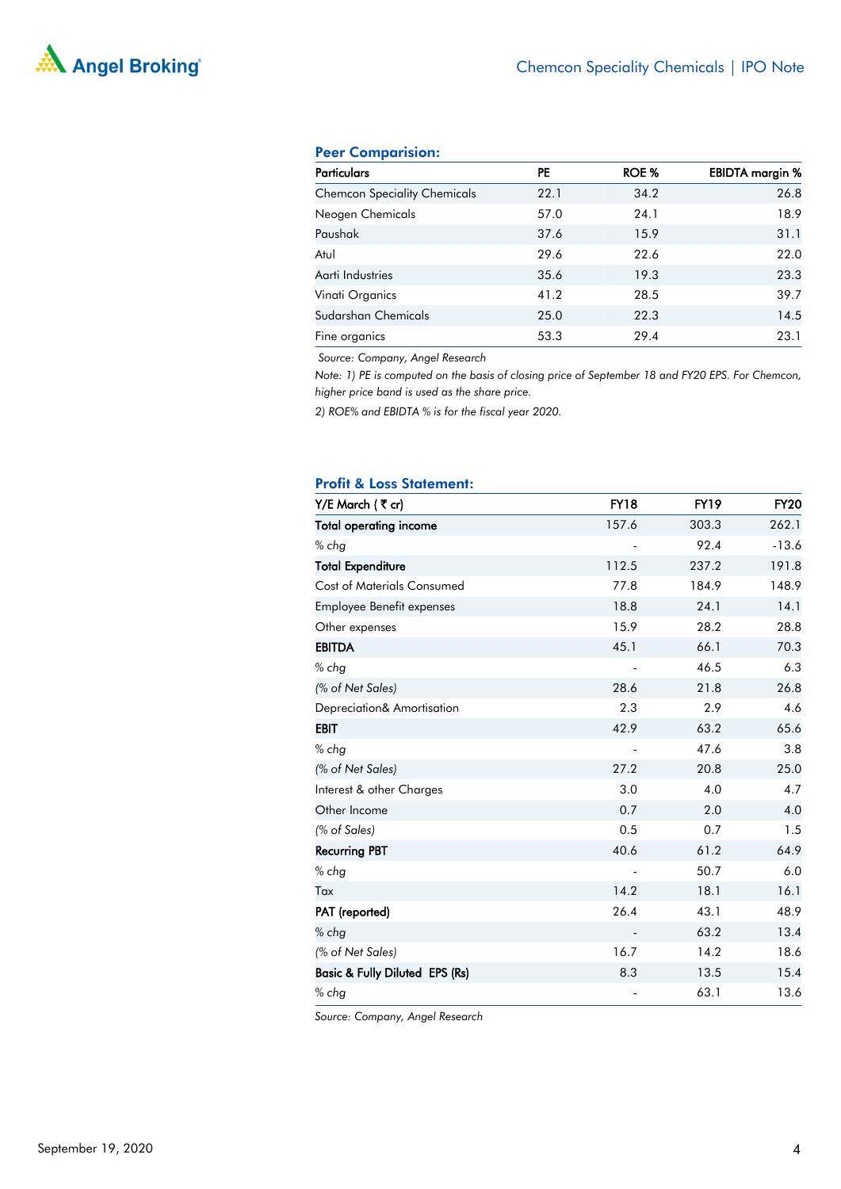## Peer Comparision:

| Particulars | PE | ROE % | EBIDTA margin % |
|---|---|---|---|
| Chemcon Speciality Chemicals | 22.1 | 34.2 | 26.8 |
| Neogen Chemicals | 57.0 | 24.1 | 18.9 |
| Paushak | 37.6 | 15.9 | 31.1 |
| Atul | 29.6 | 22.6 | 22.0 |
| Aarti Industries | 35.6 | 19.3 | 23.3 |
| Vinati Organics | 41.2 | 28.5 | 39.7 |
| Sudarshan Chemicals | 25.0 | 22.3 | 14.5 |
| Fine organics | 53.3 | 29.4 | 23.1 |

*Source: Company, Angel Research*

*Note: 1) PE is computed on the basis of closing price of September 18 and FY20 EPS. For Chemcon, higher price band is used as the share price.*

*2) ROE% and EBIDTA % is for the fiscal year 2020.*

## Profit & Loss Statement:

| Y/E March ( ₹ cr) | FY18 | FY19 | FY20 |
|---|---|---|---|
| **Total operating income** | 157.6 | 303.3 | 262.1 |
| *% chg* | - | 92.4 | -13.6 |
| **Total Expenditure** | 112.5 | 237.2 | 191.8 |
| Cost of Materials Consumed | 77.8 | 184.9 | 148.9 |
| Employee Benefit expenses | 18.8 | 24.1 | 14.1 |
| Other expenses | 15.9 | 28.2 | 28.8 |
| **EBITDA** | 45.1 | 66.1 | 70.3 |
| *% chg* | - | 46.5 | 6.3 |
| *(% of Net Sales)* | 28.6 | 21.8 | 26.8 |
| Depreciation& Amortisation | 2.3 | 2.9 | 4.6 |
| **EBIT** | 42.9 | 63.2 | 65.6 |
| *% chg* | - | 47.6 | 3.8 |
| *(% of Net Sales)* | 27.2 | 20.8 | 25.0 |
| Interest & other Charges | 3.0 | 4.0 | 4.7 |
| Other Income | 0.7 | 2.0 | 4.0 |
| *(% of Sales)* | 0.5 | 0.7 | 1.5 |
| **Recurring PBT** | 40.6 | 61.2 | 64.9 |
| *% chg* | - | 50.7 | 6.0 |
| Tax | 14.2 | 18.1 | 16.1 |
| **PAT (reported)** | 26.4 | 43.1 | 48.9 |
| *% chg* | - | 63.2 | 13.4 |
| *(% of Net Sales)* | 16.7 | 14.2 | 18.6 |
| **Basic & Fully Diluted EPS (Rs)** | 8.3 | 13.5 | 15.4 |
| *% chg* | - | 63.1 | 13.6 |

*Source: Company, Angel Research*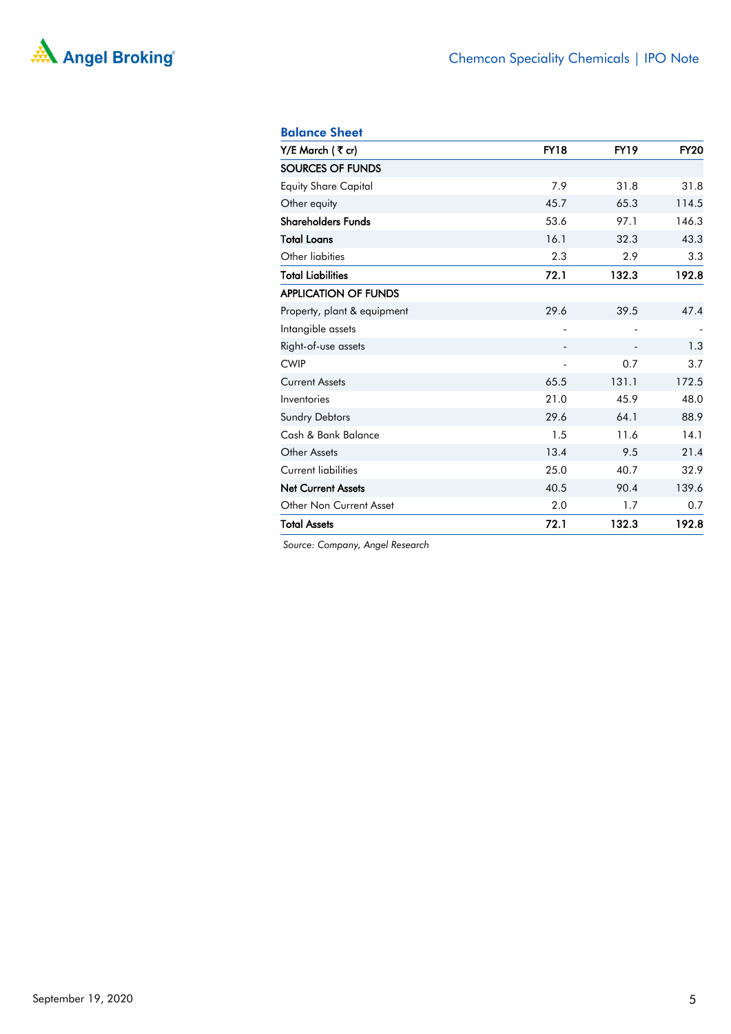## Balance Sheet

| Y/E March ( ₹ cr) | FY18 | FY19 | FY20 |
|---|---|---|---|
| **SOURCES OF FUNDS** | | | |
| Equity Share Capital | 7.9 | 31.8 | 31.8 |
| Other equity | 45.7 | 65.3 | 114.5 |
| **Shareholders Funds** | 53.6 | 97.1 | 146.3 |
| **Total Loans** | 16.1 | 32.3 | 43.3 |
| Other liabities | 2.3 | 2.9 | 3.3 |
| **Total Liabilities** | **72.1** | **132.3** | **192.8** |
| **APPLICATION OF FUNDS** | | | |
| Property, plant & equipment | 29.6 | 39.5 | 47.4 |
| Intangible assets | - | - | - |
| Right-of-use assets | - | - | 1.3 |
| CWIP | - | 0.7 | 3.7 |
| Current Assets | 65.5 | 131.1 | 172.5 |
| Inventories | 21.0 | 45.9 | 48.0 |
| Sundry Debtors | 29.6 | 64.1 | 88.9 |
| Cash & Bank Balance | 1.5 | 11.6 | 14.1 |
| Other Assets | 13.4 | 9.5 | 21.4 |
| Current liabilities | 25.0 | 40.7 | 32.9 |
| **Net Current Assets** | 40.5 | 90.4 | 139.6 |
| Other Non Current Asset | 2.0 | 1.7 | 0.7 |
| **Total Assets** | **72.1** | **132.3** | **192.8** |

*Source: Company, Angel Research*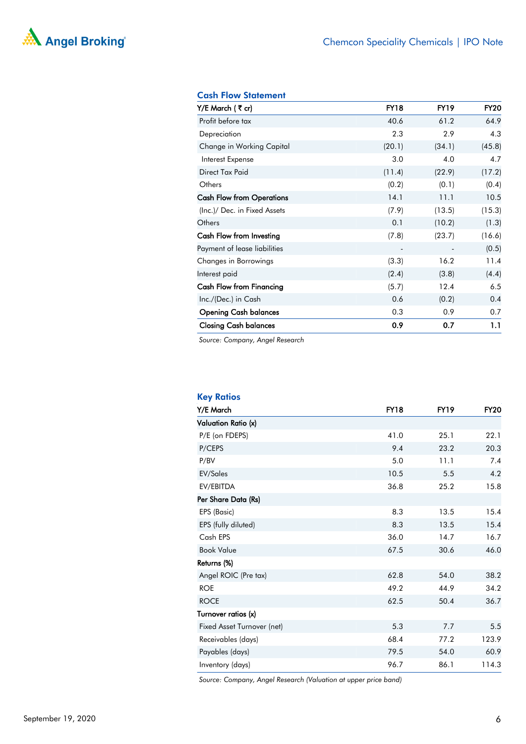### Cash Flow Statement

| Y/E March ( ₹ cr) | FY18 | FY19 | FY20 |
|---|---|---|---|
| Profit before tax | 40.6 | 61.2 | 64.9 |
| Depreciation | 2.3 | 2.9 | 4.3 |
| Change in Working Capital | (20.1) | (34.1) | (45.8) |
| Interest Expense | 3.0 | 4.0 | 4.7 |
| Direct Tax Paid | (11.4) | (22.9) | (17.2) |
| Others | (0.2) | (0.1) | (0.4) |
| **Cash Flow from Operations** | 14.1 | 11.1 | 10.5 |
| (Inc.)/ Dec. in Fixed Assets | (7.9) | (13.5) | (15.3) |
| Others | 0.1 | (10.2) | (1.3) |
| **Cash Flow from Investing** | (7.8) | (23.7) | (16.6) |
| Payment of lease liabilities | - | - | (0.5) |
| Changes in Borrowings | (3.3) | 16.2 | 11.4 |
| Interest paid | (2.4) | (3.8) | (4.4) |
| **Cash Flow from Financing** | (5.7) | 12.4 | 6.5 |
| Inc./(Dec.) in Cash | 0.6 | (0.2) | 0.4 |
| **Opening Cash balances** | 0.3 | 0.9 | 0.7 |
| **Closing Cash balances** | **0.9** | **0.7** | **1.1** |

*Source: Company, Angel Research*

### Key Ratios

| Y/E March | FY18 | FY19 | FY20 |
|---|---|---|---|
| **Valuation Ratio (x)** | | | |
| P/E (on FDEPS) | 41.0 | 25.1 | 22.1 |
| P/CEPS | 9.4 | 23.2 | 20.3 |
| P/BV | 5.0 | 11.1 | 7.4 |
| EV/Sales | 10.5 | 5.5 | 4.2 |
| EV/EBITDA | 36.8 | 25.2 | 15.8 |
| **Per Share Data (Rs)** | | | |
| EPS (Basic) | 8.3 | 13.5 | 15.4 |
| EPS (fully diluted) | 8.3 | 13.5 | 15.4 |
| Cash EPS | 36.0 | 14.7 | 16.7 |
| Book Value | 67.5 | 30.6 | 46.0 |
| **Returns (%)** | | | |
| Angel ROIC (Pre tax) | 62.8 | 54.0 | 38.2 |
| ROE | 49.2 | 44.9 | 34.2 |
| ROCE | 62.5 | 50.4 | 36.7 |
| **Turnover ratios (x)** | | | |
| Fixed Asset Turnover (net) | 5.3 | 7.7 | 5.5 |
| Receivables (days) | 68.4 | 77.2 | 123.9 |
| Payables (days) | 79.5 | 54.0 | 60.9 |
| Inventory (days) | 96.7 | 86.1 | 114.3 |

*Source: Company, Angel Research (Valuation at upper price band)*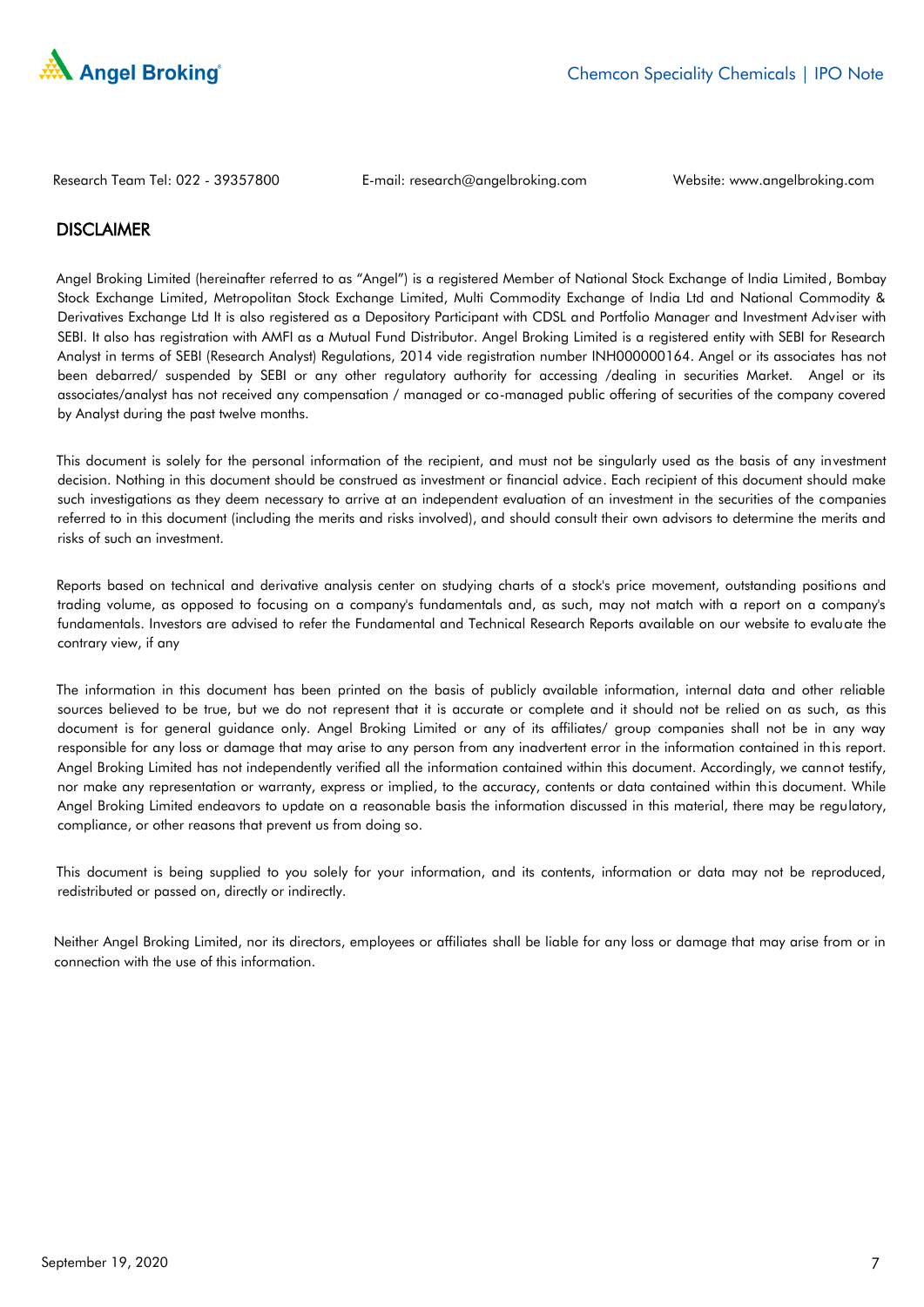Research Team Tel: 022 - 39357800 E-mail: research@angelbroking.com Website: www.angelbroking.com

## DISCLAIMER

Angel Broking Limited (hereinafter referred to as "Angel") is a registered Member of National Stock Exchange of India Limited, Bombay Stock Exchange Limited, Metropolitan Stock Exchange Limited, Multi Commodity Exchange of India Ltd and National Commodity & Derivatives Exchange Ltd It is also registered as a Depository Participant with CDSL and Portfolio Manager and Investment Adviser with SEBI. It also has registration with AMFI as a Mutual Fund Distributor. Angel Broking Limited is a registered entity with SEBI for Research Analyst in terms of SEBI (Research Analyst) Regulations, 2014 vide registration number INH000000164. Angel or its associates has not been debarred/ suspended by SEBI or any other regulatory authority for accessing /dealing in securities Market. Angel or its associates/analyst has not received any compensation / managed or co-managed public offering of securities of the company covered by Analyst during the past twelve months.

This document is solely for the personal information of the recipient, and must not be singularly used as the basis of any investment decision. Nothing in this document should be construed as investment or financial advice. Each recipient of this document should make such investigations as they deem necessary to arrive at an independent evaluation of an investment in the securities of the companies referred to in this document (including the merits and risks involved), and should consult their own advisors to determine the merits and risks of such an investment.

Reports based on technical and derivative analysis center on studying charts of a stock's price movement, outstanding positions and trading volume, as opposed to focusing on a company's fundamentals and, as such, may not match with a report on a company's fundamentals. Investors are advised to refer the Fundamental and Technical Research Reports available on our website to evaluate the contrary view, if any

The information in this document has been printed on the basis of publicly available information, internal data and other reliable sources believed to be true, but we do not represent that it is accurate or complete and it should not be relied on as such, as this document is for general guidance only. Angel Broking Limited or any of its affiliates/ group companies shall not be in any way responsible for any loss or damage that may arise to any person from any inadvertent error in the information contained in this report. Angel Broking Limited has not independently verified all the information contained within this document. Accordingly, we cannot testify, nor make any representation or warranty, express or implied, to the accuracy, contents or data contained within this document. While Angel Broking Limited endeavors to update on a reasonable basis the information discussed in this material, there may be regulatory, compliance, or other reasons that prevent us from doing so.

This document is being supplied to you solely for your information, and its contents, information or data may not be reproduced, redistributed or passed on, directly or indirectly.

Neither Angel Broking Limited, nor its directors, employees or affiliates shall be liable for any loss or damage that may arise from or in connection with the use of this information.